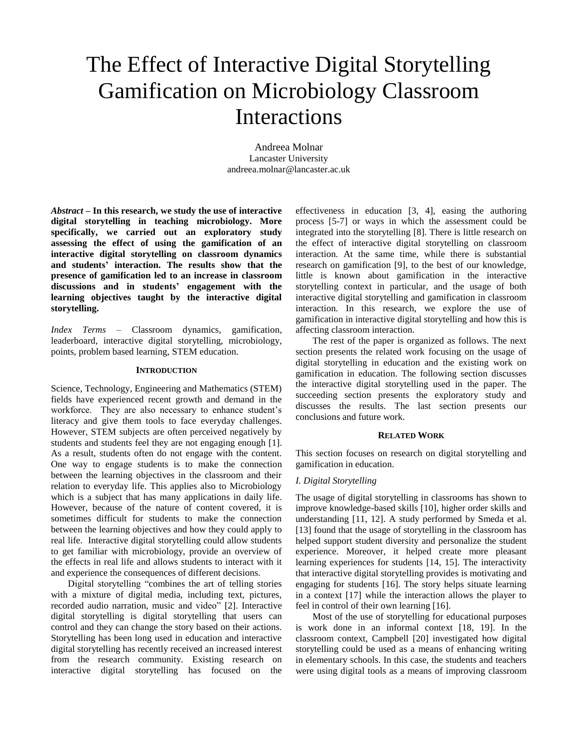# The Effect of Interactive Digital Storytelling Gamification on Microbiology Classroom Interactions

Andreea Molnar
Lancaster University
andreea.molnar@lancaster.ac.uk

***Abstract* – In this research, we study the use of interactive digital storytelling in teaching microbiology. More specifically, we carried out an exploratory study assessing the effect of using the gamification of an interactive digital storytelling on classroom dynamics and students' interaction. The results show that the presence of gamification led to an increase in classroom discussions and in students' engagement with the learning objectives taught by the interactive digital storytelling.**

*Index Terms* – Classroom dynamics, gamification, leaderboard, interactive digital storytelling, microbiology, points, problem based learning, STEM education.

## INTRODUCTION

Science, Technology, Engineering and Mathematics (STEM) fields have experienced recent growth and demand in the workforce. They are also necessary to enhance student's literacy and give them tools to face everyday challenges. However, STEM subjects are often perceived negatively by students and students feel they are not engaging enough [1]. As a result, students often do not engage with the content. One way to engage students is to make the connection between the learning objectives in the classroom and their relation to everyday life. This applies also to Microbiology which is a subject that has many applications in daily life. However, because of the nature of content covered, it is sometimes difficult for students to make the connection between the learning objectives and how they could apply to real life. Interactive digital storytelling could allow students to get familiar with microbiology, provide an overview of the effects in real life and allows students to interact with it and experience the consequences of different decisions.

Digital storytelling "combines the art of telling stories with a mixture of digital media, including text, pictures, recorded audio narration, music and video" [2]. Interactive digital storytelling is digital storytelling that users can control and they can change the story based on their actions. Storytelling has been long used in education and interactive digital storytelling has recently received an increased interest from the research community. Existing research on interactive digital storytelling has focused on the effectiveness in education [3, 4], easing the authoring process [5-7] or ways in which the assessment could be integrated into the storytelling [8]. There is little research on the effect of interactive digital storytelling on classroom interaction. At the same time, while there is substantial research on gamification [9], to the best of our knowledge, little is known about gamification in the interactive storytelling context in particular, and the usage of both interactive digital storytelling and gamification in classroom interaction. In this research, we explore the use of gamification in interactive digital storytelling and how this is affecting classroom interaction.

The rest of the paper is organized as follows. The next section presents the related work focusing on the usage of digital storytelling in education and the existing work on gamification in education. The following section discusses the interactive digital storytelling used in the paper. The succeeding section presents the exploratory study and discusses the results. The last section presents our conclusions and future work.

## RELATED WORK

This section focuses on research on digital storytelling and gamification in education.

### *I. Digital Storytelling*

The usage of digital storytelling in classrooms has shown to improve knowledge-based skills [10], higher order skills and understanding [11, 12]. A study performed by Smeda et al. [13] found that the usage of storytelling in the classroom has helped support student diversity and personalize the student experience. Moreover, it helped create more pleasant learning experiences for students [14, 15]. The interactivity that interactive digital storytelling provides is motivating and engaging for students [16]. The story helps situate learning in a context [17] while the interaction allows the player to feel in control of their own learning [16].

Most of the use of storytelling for educational purposes is work done in an informal context [18, 19]. In the classroom context, Campbell [20] investigated how digital storytelling could be used as a means of enhancing writing in elementary schools. In this case, the students and teachers were using digital tools as a means of improving classroom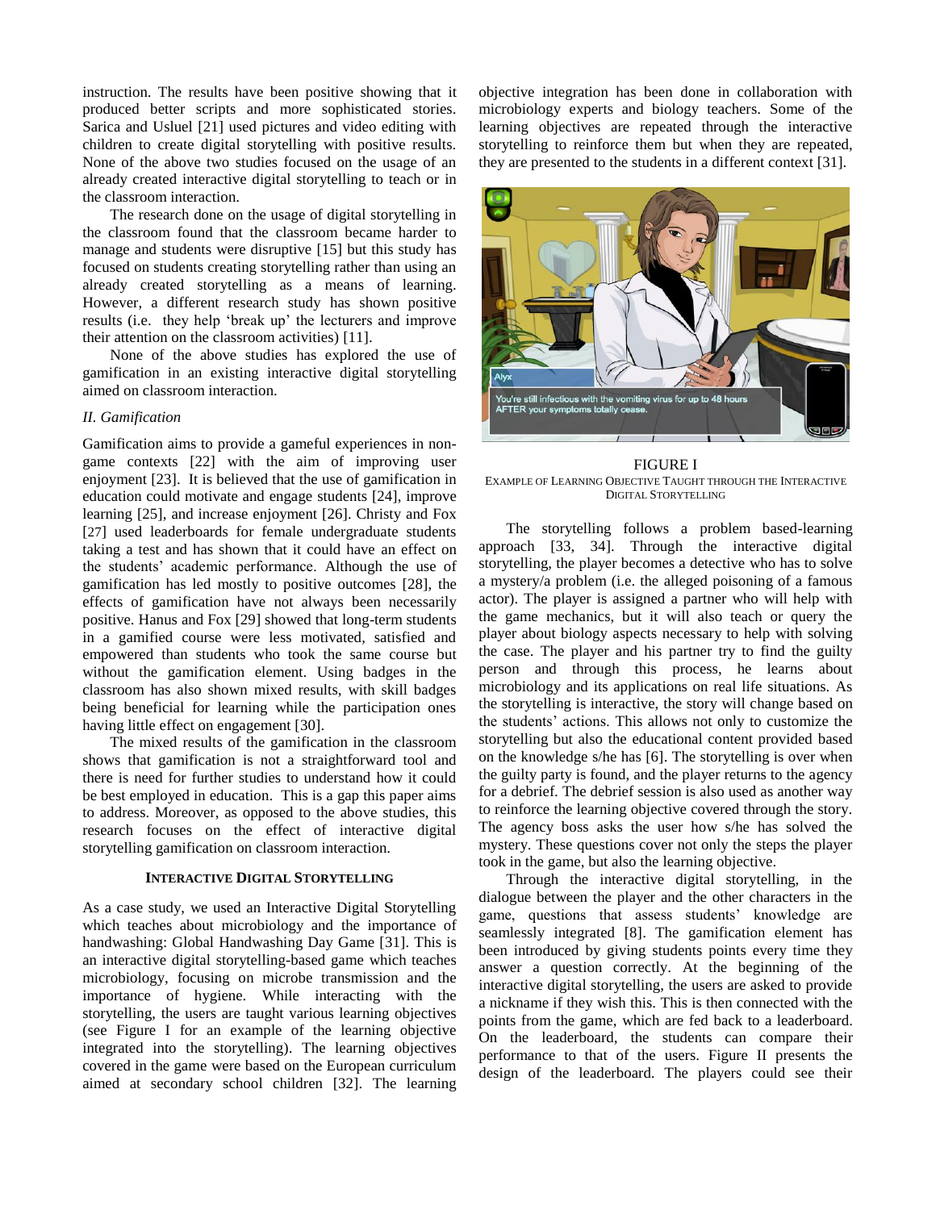instruction. The results have been positive showing that it produced better scripts and more sophisticated stories. Sarica and Usluel [21] used pictures and video editing with children to create digital storytelling with positive results. None of the above two studies focused on the usage of an already created interactive digital storytelling to teach or in the classroom interaction.

The research done on the usage of digital storytelling in the classroom found that the classroom became harder to manage and students were disruptive [15] but this study has focused on students creating storytelling rather than using an already created storytelling as a means of learning. However, a different research study has shown positive results (i.e. they help 'break up' the lecturers and improve their attention on the classroom activities) [11].

None of the above studies has explored the use of gamification in an existing interactive digital storytelling aimed on classroom interaction.

### *II. Gamification*

Gamification aims to provide a gameful experiences in non-game contexts [22] with the aim of improving user enjoyment [23]. It is believed that the use of gamification in education could motivate and engage students [24], improve learning [25], and increase enjoyment [26]. Christy and Fox [27] used leaderboards for female undergraduate students taking a test and has shown that it could have an effect on the students' academic performance. Although the use of gamification has led mostly to positive outcomes [28], the effects of gamification have not always been necessarily positive. Hanus and Fox [29] showed that long-term students in a gamified course were less motivated, satisfied and empowered than students who took the same course but without the gamification element. Using badges in the classroom has also shown mixed results, with skill badges being beneficial for learning while the participation ones having little effect on engagement [30].

The mixed results of the gamification in the classroom shows that gamification is not a straightforward tool and there is need for further studies to understand how it could be best employed in education. This is a gap this paper aims to address. Moreover, as opposed to the above studies, this research focuses on the effect of interactive digital storytelling gamification on classroom interaction.

## INTERACTIVE DIGITAL STORYTELLING

As a case study, we used an Interactive Digital Storytelling which teaches about microbiology and the importance of handwashing: Global Handwashing Day Game [31]. This is an interactive digital storytelling-based game which teaches microbiology, focusing on microbe transmission and the importance of hygiene. While interacting with the storytelling, the users are taught various learning objectives (see Figure I for an example of the learning objective integrated into the storytelling). The learning objectives covered in the game were based on the European curriculum aimed at secondary school children [32]. The learning objective integration has been done in collaboration with microbiology experts and biology teachers. Some of the learning objectives are repeated through the interactive storytelling to reinforce them but when they are repeated, they are presented to the students in a different context [31].

FIGURE I
EXAMPLE OF LEARNING OBJECTIVE TAUGHT THROUGH THE INTERACTIVE DIGITAL STORYTELLING

The storytelling follows a problem based-learning approach [33, 34]. Through the interactive digital storytelling, the player becomes a detective who has to solve a mystery/a problem (i.e. the alleged poisoning of a famous actor). The player is assigned a partner who will help with the game mechanics, but it will also teach or query the player about biology aspects necessary to help with solving the case. The player and his partner try to find the guilty person and through this process, he learns about microbiology and its applications on real life situations. As the storytelling is interactive, the story will change based on the students' actions. This allows not only to customize the storytelling but also the educational content provided based on the knowledge s/he has [6]. The storytelling is over when the guilty party is found, and the player returns to the agency for a debrief. The debrief session is also used as another way to reinforce the learning objective covered through the story. The agency boss asks the user how s/he has solved the mystery. These questions cover not only the steps the player took in the game, but also the learning objective.

Through the interactive digital storytelling, in the dialogue between the player and the other characters in the game, questions that assess students' knowledge are seamlessly integrated [8]. The gamification element has been introduced by giving students points every time they answer a question correctly. At the beginning of the interactive digital storytelling, the users are asked to provide a nickname if they wish this. This is then connected with the points from the game, which are fed back to a leaderboard. On the leaderboard, the students can compare their performance to that of the users. Figure II presents the design of the leaderboard. The players could see their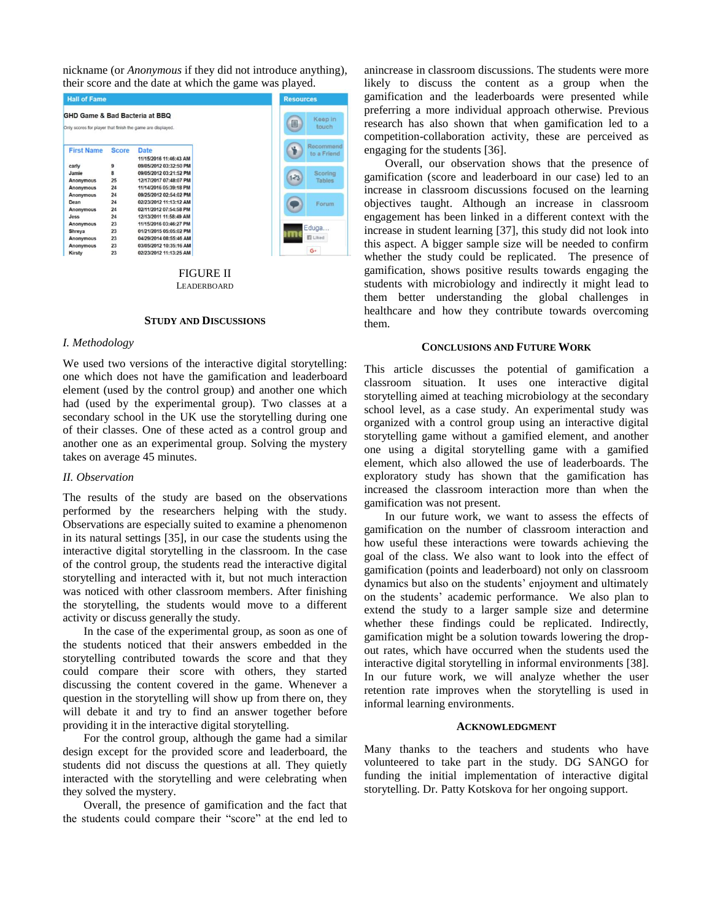nickname (or *Anonymous* if they did not introduce anything), their score and the date at which the game was played.

Hall of Fame

GHD Game & Bad Bacteria at BBQ

Only scores for player that finish the game are displayed.

| First Name | Score | Date |
|---|---|---|
| | | 11/15/2016 11:46:43 AM |
| carly | 9 | 09/05/2012 03:32:50 PM |
| Jamie | 8 | 09/05/2012 03:21:52 PM |
| Anonymous | 25 | 12/17/2017 07:48:07 PM |
| Anonymous | 24 | 11/14/2016 05:39:18 PM |
| Anonymous | 24 | 09/25/2012 02:54:02 PM |
| Dean | 24 | 02/23/2012 11:13:12 AM |
| Anonymous | 24 | 02/11/2012 07:54:58 PM |
| Jess | 24 | 12/13/2011 11:58:49 AM |
| Anonymous | 23 | 11/15/2016 03:46:27 PM |
| Shreya | 23 | 01/21/2015 05:05:02 PM |
| Anonymous | 23 | 04/29/2014 08:55:46 AM |
| Anonymous | 23 | 03/05/2012 10:35:16 AM |
| Kirsty | 23 | 02/23/2012 11:13:25 AM |

FIGURE II
LEADERBOARD

## STUDY AND DISCUSSIONS

### *I. Methodology*

We used two versions of the interactive digital storytelling: one which does not have the gamification and leaderboard element (used by the control group) and another one which had (used by the experimental group). Two classes at a secondary school in the UK use the storytelling during one of their classes. One of these acted as a control group and another one as an experimental group. Solving the mystery takes on average 45 minutes.

### *II. Observation*

The results of the study are based on the observations performed by the researchers helping with the study. Observations are especially suited to examine a phenomenon in its natural settings [35], in our case the students using the interactive digital storytelling in the classroom. In the case of the control group, the students read the interactive digital storytelling and interacted with it, but not much interaction was noticed with other classroom members. After finishing the storytelling, the students would move to a different activity or discuss generally the study.

In the case of the experimental group, as soon as one of the students noticed that their answers embedded in the storytelling contributed towards the score and that they could compare their score with others, they started discussing the content covered in the game. Whenever a question in the storytelling will show up from there on, they will debate it and try to find an answer together before providing it in the interactive digital storytelling.

For the control group, although the game had a similar design except for the provided score and leaderboard, the students did not discuss the questions at all. They quietly interacted with the storytelling and were celebrating when they solved the mystery.

Overall, the presence of gamification and the fact that the students could compare their "score" at the end led to anincrease in classroom discussions. The students were more likely to discuss the content as a group when the gamification and the leaderboards were presented while preferring a more individual approach otherwise. Previous research has also shown that when gamification led to a competition-collaboration activity, these are perceived as engaging for the students [36].

Overall, our observation shows that the presence of gamification (score and leaderboard in our case) led to an increase in classroom discussions focused on the learning objectives taught. Although an increase in classroom engagement has been linked in a different context with the increase in student learning [37], this study did not look into this aspect. A bigger sample size will be needed to confirm whether the study could be replicated. The presence of gamification, shows positive results towards engaging the students with microbiology and indirectly it might lead to them better understanding the global challenges in healthcare and how they contribute towards overcoming them.

## CONCLUSIONS AND FUTURE WORK

This article discusses the potential of gamification a classroom situation. It uses one interactive digital storytelling aimed at teaching microbiology at the secondary school level, as a case study. An experimental study was organized with a control group using an interactive digital storytelling game without a gamified element, and another one using a digital storytelling game with a gamified element, which also allowed the use of leaderboards. The exploratory study has shown that the gamification has increased the classroom interaction more than when the gamification was not present.

In our future work, we want to assess the effects of gamification on the number of classroom interaction and how useful these interactions were towards achieving the goal of the class. We also want to look into the effect of gamification (points and leaderboard) not only on classroom dynamics but also on the students' enjoyment and ultimately on the students' academic performance. We also plan to extend the study to a larger sample size and determine whether these findings could be replicated. Indirectly, gamification might be a solution towards lowering the drop-out rates, which have occurred when the students used the interactive digital storytelling in informal environments [38]. In our future work, we will analyze whether the user retention rate improves when the storytelling is used in informal learning environments.

## ACKNOWLEDGMENT

Many thanks to the teachers and students who have volunteered to take part in the study. DG SANGO for funding the initial implementation of interactive digital storytelling. Dr. Patty Kotskova for her ongoing support.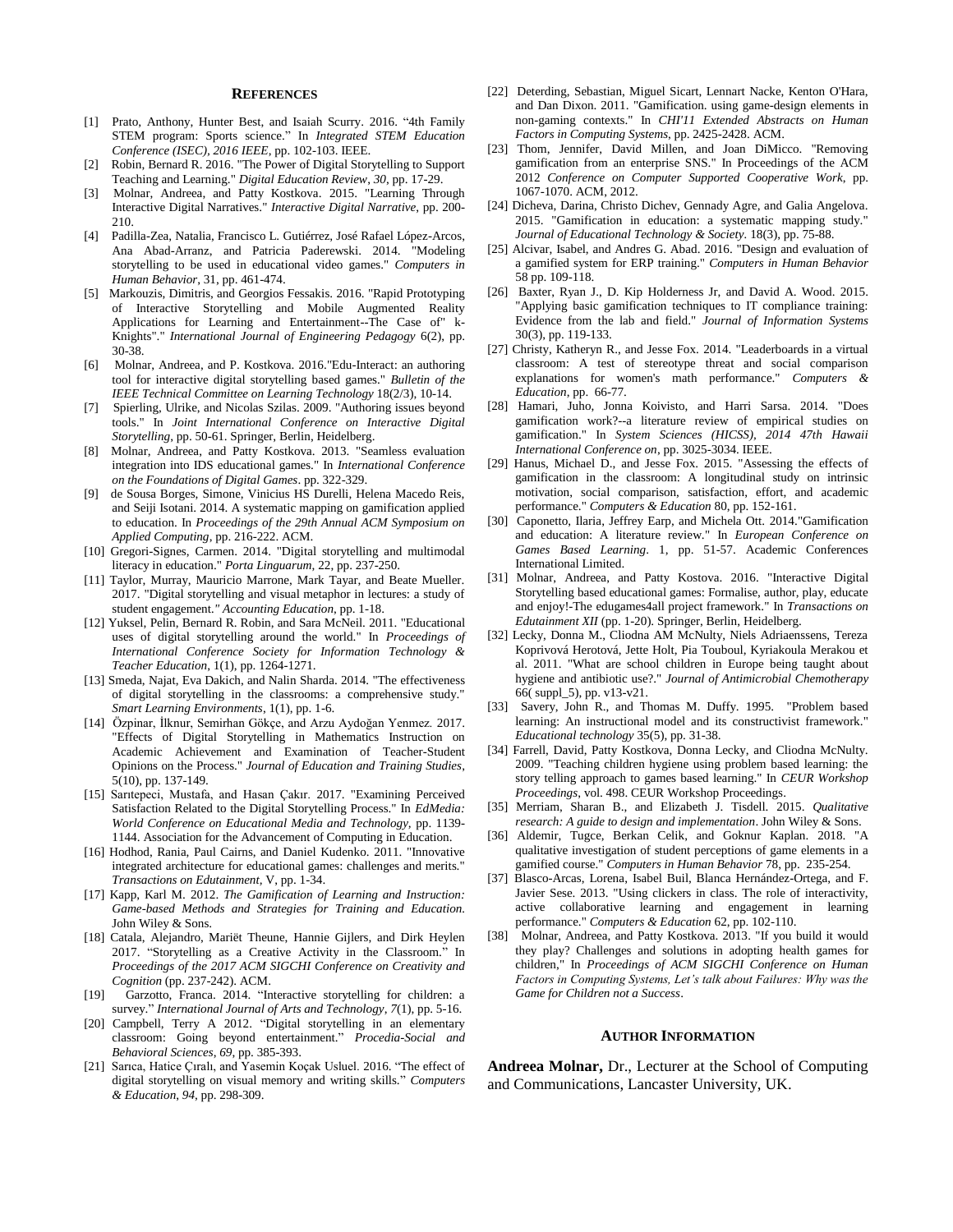## REFERENCES

[1] Prato, Anthony, Hunter Best, and Isaiah Scurry. 2016. "4th Family STEM program: Sports science." In *Integrated STEM Education Conference (ISEC), 2016 IEEE*, pp. 102-103. IEEE.

[2] Robin, Bernard R. 2016. "The Power of Digital Storytelling to Support Teaching and Learning." *Digital Education Review*, *30*, pp. 17-29.

[3] Molnar, Andreea, and Patty Kostkova. 2015. "Learning Through Interactive Digital Narratives." *Interactive Digital Narrative*, pp. 200-210.

[4] Padilla-Zea, Natalia, Francisco L. Gutiérrez, José Rafael López-Arcos, Ana Abad-Arranz, and Patricia Paderewski. 2014. "Modeling storytelling to be used in educational video games." *Computers in Human Behavior*, 31, pp. 461-474.

[5] Markouzis, Dimitris, and Georgios Fessakis. 2016. "Rapid Prototyping of Interactive Storytelling and Mobile Augmented Reality Applications for Learning and Entertainment--The Case of" k-Knights"." *International Journal of Engineering Pedagogy* 6(2), pp. 30-38.

[6] Molnar, Andreea, and P. Kostkova. 2016."Edu-Interact: an authoring tool for interactive digital storytelling based games." *Bulletin of the IEEE Technical Committee on Learning Technology* 18(2/3), 10-14.

[7] Spierling, Ulrike, and Nicolas Szilas. 2009. "Authoring issues beyond tools." In *Joint International Conference on Interactive Digital Storytelling*, pp. 50-61. Springer, Berlin, Heidelberg.

[8] Molnar, Andreea, and Patty Kostkova. 2013. "Seamless evaluation integration into IDS educational games." In *International Conference on the Foundations of Digital Games*. pp. 322-329.

[9] de Sousa Borges, Simone, Vinicius HS Durelli, Helena Macedo Reis, and Seiji Isotani. 2014. A systematic mapping on gamification applied to education. In *Proceedings of the 29th Annual ACM Symposium on Applied Computing*, pp. 216-222. ACM.

[10] Gregori-Signes, Carmen. 2014. "Digital storytelling and multimodal literacy in education." *Porta Linguarum*, 22, pp. 237-250.

[11] Taylor, Murray, Mauricio Marrone, Mark Tayar, and Beate Mueller. 2017. "Digital storytelling and visual metaphor in lectures: a study of student engagement." *Accounting Education*, pp. 1-18.

[12] Yuksel, Pelin, Bernard R. Robin, and Sara McNeil. 2011. "Educational uses of digital storytelling around the world." In *Proceedings of International Conference Society for Information Technology & Teacher Education*, 1(1), pp. 1264-1271.

[13] Smeda, Najat, Eva Dakich, and Nalin Sharda. 2014. "The effectiveness of digital storytelling in the classrooms: a comprehensive study." *Smart Learning Environments*, 1(1), pp. 1-6.

[14] Özpinar, İlknur, Semirhan Gökçe, and Arzu Aydoğan Yenmez. 2017. "Effects of Digital Storytelling in Mathematics Instruction on Academic Achievement and Examination of Teacher-Student Opinions on the Process." *Journal of Education and Training Studies*, 5(10), pp. 137-149.

[15] Sarıtepeci, Mustafa, and Hasan Çakır. 2017. "Examining Perceived Satisfaction Related to the Digital Storytelling Process." In *EdMedia: World Conference on Educational Media and Technology*, pp. 1139-1144. Association for the Advancement of Computing in Education.

[16] Hodhod, Rania, Paul Cairns, and Daniel Kudenko. 2011. "Innovative integrated architecture for educational games: challenges and merits." *Transactions on Edutainment*, V, pp. 1-34.

[17] Kapp, Karl M. 2012. *The Gamification of Learning and Instruction: Game-based Methods and Strategies for Training and Education*. John Wiley & Sons.

[18] Catala, Alejandro, Mariët Theune, Hannie Gijlers, and Dirk Heylen 2017. "Storytelling as a Creative Activity in the Classroom." In *Proceedings of the 2017 ACM SIGCHI Conference on Creativity and Cognition* (pp. 237-242). ACM.

[19] Garzotto, Franca. 2014. "Interactive storytelling for children: a survey." *International Journal of Arts and Technology*, *7*(1), pp. 5-16.

[20] Campbell, Terry A 2012. "Digital storytelling in an elementary classroom: Going beyond entertainment." *Procedia-Social and Behavioral Sciences*, *69*, pp. 385-393.

[21] Sarıca, Hatice Çıralı, and Yasemin Koçak Usluel. 2016. "The effect of digital storytelling on visual memory and writing skills." *Computers & Education*, *94*, pp. 298-309.

[22] Deterding, Sebastian, Miguel Sicart, Lennart Nacke, Kenton O'Hara, and Dan Dixon. 2011. "Gamification. using game-design elements in non-gaming contexts." In *CHI'11 Extended Abstracts on Human Factors in Computing Systems*, pp. 2425-2428. ACM.

[23] Thom, Jennifer, David Millen, and Joan DiMicco. "Removing gamification from an enterprise SNS." In Proceedings of the ACM 2012 *Conference on Computer Supported Cooperative Work*, pp. 1067-1070. ACM, 2012.

[24] Dicheva, Darina, Christo Dichev, Gennady Agre, and Galia Angelova. 2015. "Gamification in education: a systematic mapping study." *Journal of Educational Technology & Society*. 18(3), pp. 75-88.

[25] Alcivar, Isabel, and Andres G. Abad. 2016. "Design and evaluation of a gamified system for ERP training." *Computers in Human Behavior* 58 pp. 109-118.

[26] Baxter, Ryan J., D. Kip Holderness Jr, and David A. Wood. 2015. "Applying basic gamification techniques to IT compliance training: Evidence from the lab and field." *Journal of Information Systems* 30(3), pp. 119-133.

[27] Christy, Katheryn R., and Jesse Fox. 2014. "Leaderboards in a virtual classroom: A test of stereotype threat and social comparison explanations for women's math performance." *Computers & Education*, pp. 66-77.

[28] Hamari, Juho, Jonna Koivisto, and Harri Sarsa. 2014. "Does gamification work?--a literature review of empirical studies on gamification." In *System Sciences (HICSS), 2014 47th Hawaii International Conference on*, pp. 3025-3034. IEEE.

[29] Hanus, Michael D., and Jesse Fox. 2015. "Assessing the effects of gamification in the classroom: A longitudinal study on intrinsic motivation, social comparison, satisfaction, effort, and academic performance." *Computers & Education* 80, pp. 152-161.

[30] Caponetto, Ilaria, Jeffrey Earp, and Michela Ott. 2014."Gamification and education: A literature review." In *European Conference on Games Based Learning*. 1, pp. 51-57. Academic Conferences International Limited.

[31] Molnar, Andreea, and Patty Kostova. 2016. "Interactive Digital Storytelling based educational games: Formalise, author, play, educate and enjoy!-The edugames4all project framework." In *Transactions on Edutainment XII* (pp. 1-20). Springer, Berlin, Heidelberg.

[32] Lecky, Donna M., Cliodna AM McNulty, Niels Adriaenssens, Tereza Koprivová Herotová, Jette Holt, Pia Touboul, Kyriakoula Merakou et al. 2011. "What are school children in Europe being taught about hygiene and antibiotic use?." *Journal of Antimicrobial Chemotherapy* 66( suppl_5), pp. v13-v21.

[33] Savery, John R., and Thomas M. Duffy. 1995. "Problem based learning: An instructional model and its constructivist framework." *Educational technology* 35(5), pp. 31-38.

[34] Farrell, David, Patty Kostkova, Donna Lecky, and Cliodna McNulty. 2009. "Teaching children hygiene using problem based learning: the story telling approach to games based learning." In *CEUR Workshop Proceedings*, vol. 498. CEUR Workshop Proceedings.

[35] Merriam, Sharan B., and Elizabeth J. Tisdell. 2015. *Qualitative research: A guide to design and implementation*. John Wiley & Sons.

[36] Aldemir, Tugce, Berkan Celik, and Goknur Kaplan. 2018. "A qualitative investigation of student perceptions of game elements in a gamified course." *Computers in Human Behavior* 78, pp. 235-254.

[37] Blasco-Arcas, Lorena, Isabel Buil, Blanca Hernández-Ortega, and F. Javier Sese. 2013. "Using clickers in class. The role of interactivity, active collaborative learning and engagement in learning performance." *Computers & Education* 62, pp. 102-110.

[38] Molnar, Andreea, and Patty Kostkova. 2013. "If you build it would they play? Challenges and solutions in adopting health games for children," In *Proceedings of ACM SIGCHI Conference on Human Factors in Computing Systems, Let's talk about Failures: Why was the Game for Children not a Success*.

## AUTHOR INFORMATION

**Andreea Molnar,** Dr., Lecturer at the School of Computing and Communications, Lancaster University, UK.